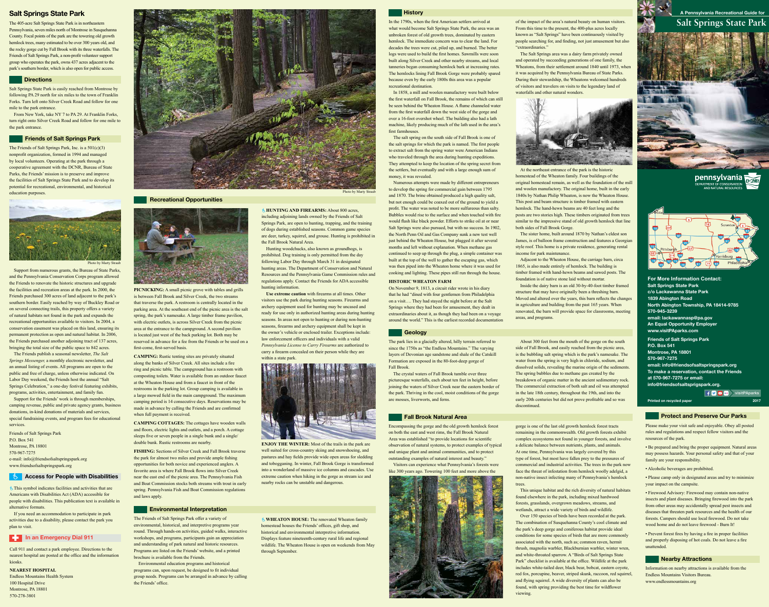# Salt Springs State Park

The 405-acre Salt Springs State Park is in northeastern Pennsylvania, seven miles north of Montrose in Susquehanna County. Focal points of the park are the towering old growth hemlock trees, many estimated to be over 300 years old, and the rocky gorge cut by Fall Brook with its three waterfalls. The Friends of Salt Springs Park, a non-profit volunteer support group who operates the park, owns 437 acres adjacent to the park's southern border, which is also open for public access.

## Directions

Salt Springs State Park is easily reached from Montrose by following PA 29 north for six miles to the town of Franklin Forks. Turn left onto Silver Creek Road and follow for one mile to the park entrance.

From New York, take NY 7 to PA 29. At Franklin Forks, turn right onto Silver Creek Road and follow for one mile to the park entrance.

## Friends of Salt Springs Park

The Friends of Salt Springs Park, Inc. is a 501(c)(3) nonprofit organization, formed in 1994 and managed by local volunteers. Operating at the park through a cooperative agreement with the DCNR, Bureau of State Parks, the Friends' mission is to preserve and improve the facilities of Salt Springs State Park and to develop its potential for recreational, environmental, and historical education purposes.

Photo by Marty Straub

Support from numerous grants, the Bureau of State Parks, and the Pennsylvania Conservation Corps program allowed the Friends to renovate the historic structures and upgrade the facilities and recreation areas at the park. In 2000, the Friends purchased 300 acres of land adjacent to the park's southern border. Easily reached by way of Buckley Road or on several connecting trails, this property offers a variety of natural habitats not found in the park and expands the recreational opportunities available to visitors. In 2004, a conservation easement was placed on this land, ensuring its permanent protection as open and natural habitat. In 2006, the Friends purchased another adjoining tract of 137 acres, bringing the total size of the public space to 842 acres.

The Friends publish a seasonal newsletter, *The Salt Springs Messenger,* a monthly electronic newsletter, and an annual listing of events. All programs are open to the public and free of charge, unless otherwise indicated. On Labor Day weekend, the Friends host the annual "Salt Springs Celebration," a one-day festival featuring exhibits, programs, activities, entertainment, and family fun.

Support for the Friends' work is through memberships, camping revenue, public and private agency grants, business donations, in-kind donations of materials and services, special fundraising events, and program fees for educational services.

Friends of Salt Springs Park
P.O. Box 541
Montrose, PA 18801
570-967-7275
e-mail: info@friendsofsaltspringspark.org
www.friendsofsaltspringspark.org

## Access for People with Disabilities

♿ This symbol indicates facilities and activities that are Americans with Disabilities Act (ADA) accessible for people with disabilities. This publication text is available in alternative formats.

If you need an accommodation to participate in park activities due to a disability, please contact the park you plan to visit.

## In an Emergency Dial 911

Call 911 and contact a park employee. Directions to the nearest hospital are posted at the office and the information kiosks.

**NEAREST HOSPITAL**
Endless Mountains Health System
100 Hospital Drive
Montrose, PA 18801
570-278-3801

Photo by Marty Straub

## Recreational Opportunities

**PICNICKING:** A small picnic grove with tables and grills is between Fall Brook and Silver Creek, the two streams that traverse the park. A restroom is centrally located in the parking area. At the southeast end of the picnic area is the salt spring, the park's namesake. A large timber frame pavilion, with electric outlets, is across Silver Creek from the picnic area at the entrance to the campground. A second pavilion is located just west of the back parking lot. Both may be reserved in advance for a fee from the Friends or be used on a first-come, first-served basis.

**CAMPING:** Rustic tenting sites are privately situated along the banks of Silver Creek. All sites include a fire ring and picnic table. The campground has a restroom with composting toilets. Water is available from an outdoor faucet at the Wheaton House and from a faucet in front of the restrooms in the parking lot. Group camping is available in a large mowed field in the main campground. The maximum camping period is 14 consecutive days. Reservations may be made in advance by calling the Friends and are confirmed when full payment is received.

**CAMPING COTTAGES:** The cottages have wooden walls and floors, electric lights and outlets, and a porch. A cottage sleeps five or seven people in a single bunk and a single/double bunk. Rustic restrooms are nearby.

**FISHING:** Sections of Silver Creek and Fall Brook traverse the park for almost two miles and provide ample fishing opportunities for both novice and experienced anglers. A favorite area is where Fall Brook flows into Silver Creek near the east end of the picnic area. The Pennsylvania Fish and Boat Commission stocks both streams with trout in early spring. Pennsylvania Fish and Boat Commission regulations and laws apply.

♿ **HUNTING AND FIREARMS:** About 800 acres, including adjoining lands owned by the Friends of Salt Springs Park, are open to hunting, trapping, and the training of dogs during established seasons. Common game species are deer, turkey, squirrel, and grouse. Hunting is prohibited in the Fall Brook Natural Area.

Hunting woodchucks, also known as groundhogs, is prohibited. Dog training is only permitted from the day following Labor Day through March 31 in designated hunting areas. The Department of Conservation and Natural Resources and the Pennsylvania Game Commission rules and regulations apply. Contact the Friends for ADA accessible hunting information.

**Use extreme caution** with firearms at all times. Other visitors use the park during hunting seasons. Firearms and archery equipment used for hunting may be uncased and ready for use only in authorized hunting areas during hunting seasons. In areas not open to hunting or during non-hunting seasons, firearms and archery equipment shall be kept in the vehicle's trunk or in a vehicle or enclosed trailer. Exceptions include: law enforcement officers and individuals with a valid *Pennsylvania License to Carry Firearms* are authorized to carry a firearm concealed on their person while they are within a state park.

**ENJOY THE WINTER:** Most of the trails in the park are well suited for cross-country skiing and snowshoeing, and pastures and hay fields provide wide open areas for sledding and tobogganing. In winter, Fall Brook Gorge is transformed into a wonderland of massive ice columns and cascades. Use extreme caution when hiking in the gorge as stream ice and nearby rocks can be unstable and dangerous.

## Environmental Interpretation

The Friends of Salt Springs Park offer a variety of environmental, historical, and interpretive programs year round. Through hands-on activities, guided walks, interactive workshops, and programs, participants gain an appreciation and understanding of park natural and historic resources. Programs are listed on the Friends' website, and a printed brochure is available from the Friends.

Environmental education programs and historical programs can, upon request, be designed to fit individual group needs. Programs can be arranged in advance by calling the Friends' office.

♿ **WHEATON HOUSE:** The renovated Wheaton family homestead houses the Friends' offices, gift shop, and historical and environmental interpretive information. Displays feature nineteenth-century rural life and regional wildlife. The Wheaton House is open on weekends from May through September.

## History

In the 1790s, when the first American settlers arrived at what would become Salt Springs State Park, the area was an unbroken forest of old growth trees, dominated by eastern hemlock. The immediate concern was to clear the land. For decades the trees were cut, piled up, and burned. The better logs were used to build the first homes. Sawmills were soon built along Silver Creek and other nearby streams, and local tanneries began consuming hemlock bark at increasing rates. The hemlocks lining Fall Brook Gorge were probably spared because even by the early 1800s this area was a popular recreational destination.

In 1858, a mill and woolen manufactory were built below the first waterfall on Fall Brook, the remains of which can still be seen behind the Wheaton House. A flume channeled water from the first waterfall down the west side of the gorge and over a 16-foot overshot wheel. The building also had a lath machine, likely producing much of the lath used in the area's first farmhouses.

The salt spring on the south side of Fall Brook is one of the salt springs for which the park is named. The first people to extract salt from the spring water were American Indians who traveled through the area during hunting expeditions. They attempted to keep the location of the spring secret from the settlers, but eventually and with a large enough sum of money, it was revealed.

Numerous attempts were made by different entrepreneurs to develop the spring for commercial gain between 1795 and 1870. The brine obtained produced a high quality salt, but not enough could be coaxed out of the ground to yield a profit. The water was noted to be more sulfureous than salty. Bubbles would rise to the surface and when touched with fire would flash like black powder. Efforts to strike oil at or near Salt Springs were also pursued, but with no success. In 1902, the North Penn Oil and Gas Company sunk a new test well just behind the Wheaton House, but plugged it after several months and left without explanation. When methane gas continued to seep up through the plug, a simple container was built at the top of the well to gather the escaping gas, which was then piped into the Wheaton home where it was used for cooking and lighting. These pipes still run through the house.

### HISTORIC WHEATON FARM

On November 9, 1813, a circuit rider wrote in his diary that he had "dined with four gentlemen from Philadelphia on a visit…. They had stayed the night before at the Salt Springs where they had been for amusement, they dealt in extraordinaries about it, as though they had been on a voyage around the world." This is the earliest recorded documentation of the impact of the area's natural beauty on human visitors. From this time to the present, the 400-plus acres locally known as "Salt Springs" have been continuously visited by people searching for, and finding, not just amusement but also "extraordinaries."

The Salt Springs area was a dairy farm privately owned and operated by succeeding generations of one family, the Wheatons, from their settlement around 1840 until 1973, when it was acquired by the Pennsylvania Bureau of State Parks. During their stewardship, the Wheatons welcomed hundreds of visitors and travelers on visits to the legendary land of waterfalls and other natural wonders.

At the northeast entrance of the park is the historic homestead of the Wheaton family. Four buildings of the original homestead remain, as well as the foundation of the mill and woolen manufactory. The original home, built in the early 1840s by Nathan Philip Wheaton, is now the Wheaton House. This post and beam structure is timber framed with eastern hemlock. The hand-hewn beams are 40 feet long and the posts are two stories high. These timbers originated from trees similar to the impressive stand of old growth hemlock that line both sides of Fall Brook Gorge.

The sister home, built around 1870 by Nathan's eldest son James, is of balloon frame construction and features a Georgian style roof. This home is a private residence, generating rental income for park maintenance.

Adjacent to the Wheaton House, the carriage barn, circa 1865, is also made entirely of hemlock. The building is timber framed with hand-hewn beams and sawed posts. The foundation is of native stone laid without mortar.

Inside the dairy barn is an old 30-by-40-foot timber framed structure that may have originally been a threshing barn. Moved and altered over the years, this barn reflects the changes in agriculture and building from the past 165 years. When renovated, the barn will provide space for classrooms, meeting areas, and programs.

## Geology

The park lies in a glacially altered, hilly terrain referred to since the 1750s as "The Endless Mountains." The varying layers of Devonian age sandstone and shale of the Catskill Formation are exposed in the 80-foot-deep gorge of Fall Brook.

The crystal waters of Fall Brook tumble over three picturesque waterfalls, each about ten feet in height, before joining the waters of Silver Creek near the eastern border of the park. Thriving in the cool, moist conditions of the gorge are mosses, liverworts, and ferns.

About 300 feet from the mouth of the gorge on the south side of Fall Brook, and easily reached from the picnic area, is the bubbling salt spring which is the park's namesake. The water from the spring is very high in chloride, sodium, and dissolved solids, revealing the marine origin of the sediments. The spring bubbles due to methane gas created by the breakdown of organic matter in the ancient sedimentary rock. The commercial extraction of both salt and oil was attempted in the late 18th century, throughout the 19th, and into the early 20th centuries but did not prove profitable and so was discontinued.

## Fall Brook Natural Area

Encompassing the gorge and the old growth hemlock forest on both the east and west rims, the Fall Brook Natural Area was established "to provide locations for scientific observation of natural systems, to protect examples of typical and unique plant and animal communities, and to protect outstanding examples of natural interest and beauty."

Visitors can experience what Pennsylvania's forests were like 300 years ago. Towering 100 feet and more above the gorge is one of the last old growth hemlock forest tracts remaining in the commonwealth. Old growth forests exhibit complex ecosystems not found in younger forests, and involve a delicate balance between nutrients, plants, and animals. At one time, Pennsylvania was largely covered by this type of forest, but most have fallen prey to the pressures of commercial and industrial activities. The trees in the park now face the threat of infestation from hemlock woolly adelgid, a non-native insect infecting many of Pennsylvania's hemlock trees.

This unique habitat and the rich diversity of natural habitats found elsewhere in the park, including mixed hardwood forests, grasslands, overgrown meadows, streams, and wetlands, attract a wide variety of birds and wildlife.

Over 150 species of birds have been recorded at the park. The combination of Susquehanna County's cool climate and the park's deep gorge and coniferous habitat provide ideal conditions for some species of birds that are more commonly associated with the north, such as; common raven, hermit thrush, magnolia warbler, Blackburnian warbler, winter wren, and white-throated sparrow. A "Birds of Salt Springs State Park" checklist is available at the office. Wildlife at the park includes white-tailed deer, black bear, bobcat, eastern coyote, red fox, porcupine, beaver, striped skunk, raccoon, red squirrel, and flying squirrel. A wide diversity of plants can also be found, with spring providing the best time for wildflower viewing.

A Pennsylvania Recreational Guide for

# Salt Springs State Park

pennsylvania
DEPARTMENT OF CONSERVATION AND NATURAL RESOURCES

**For More Information Contact:**
**Salt Springs State Park**
**c/o Lackawanna State Park**
**1839 Abington Road**
**North Abington Township, PA 18414-9785**
**570-945-3239**
**email: lackawannasp@pa.gov**
**An Equal Opportunity Employer**
**www.visitPAparks.com**

**Friends of Salt Springs Park**
**P.O. Box 541**
**Montrose, PA 18801**
**570-967-7275**
**email: info@friendsofsaltspringspark.org**
**To make a reservation, contact the Friends at 570-967-7275 or email: info@friendsofsaltsprigspark.org.**

visitPAparks

**Printed on recycled paper** **2017**

## Protect and Preserve Our Parks

Please make your visit safe and enjoyable. Obey all posted rules and regulations and respect fellow visitors and the resources of the park.

- Be prepared and bring the proper equipment. Natural areas may possess hazards. Your personal safety and that of your family are your responsibility.
- Alcoholic beverages are prohibited.
- Please camp only in designated areas and try to minimize your impact on the campsite.
- Firewood Advisory: Firewood may contain non-native insects and plant diseases. Bringing firewood into the park from other areas may accidentally spread pest insects and diseases that threaten park resources and the health of our forests. Campers should use local firewood. Do not take wood home and do not leave firewood - Burn It!
- Prevent forest fires by having a fire in proper facilities and properly disposing of hot coals. Do not leave a fire unattended.

## Nearby Attractions

Information on nearby attractions is available from the Endless Mountains Visitors Bureau. www.endlessmountains.org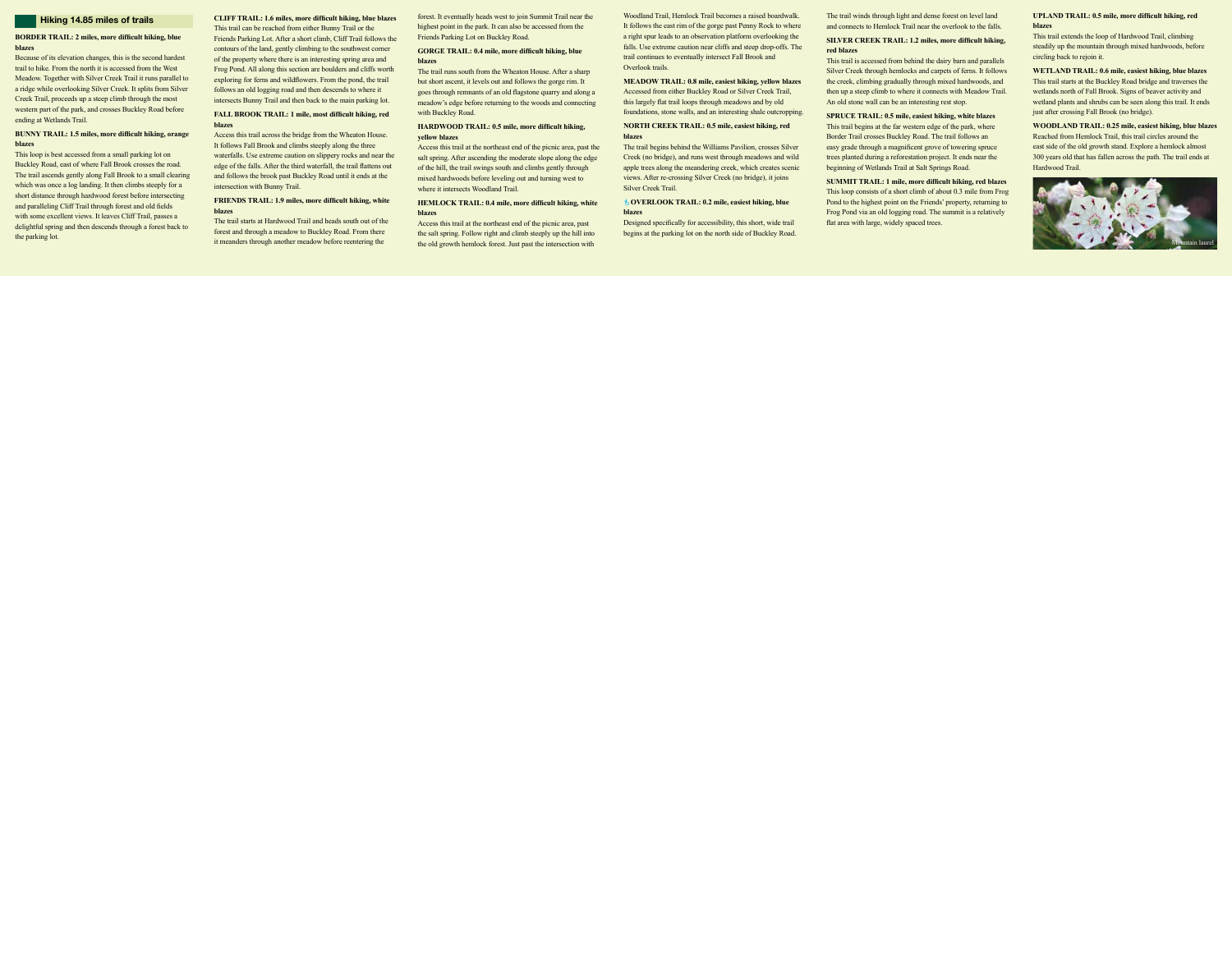## Hiking 14.85 miles of trails

**BORDER TRAIL: 2 miles, more difficult hiking, blue blazes**

Because of its elevation changes, this is the second hardest trail to hike. From the north it is accessed from the West Meadow. Together with Silver Creek Trail it runs parallel to a ridge while overlooking Silver Creek. It splits from Silver Creek Trail, proceeds up a steep climb through the most western part of the park, and crosses Buckley Road before ending at Wetlands Trail.

**BUNNY TRAIL: 1.5 miles, more difficult hiking, orange blazes**

This loop is best accessed from a small parking lot on Buckley Road, east of where Fall Brook crosses the road. The trail ascends gently along Fall Brook to a small clearing which was once a log landing. It then climbs steeply for a short distance through hardwood forest before intersecting and paralleling Cliff Trail through forest and old fields with some excellent views. It leaves Cliff Trail, passes a delightful spring and then descends through a forest back to the parking lot.

**CLIFF TRAIL: 1.6 miles, more difficult hiking, blue blazes**

This trail can be reached from either Bunny Trail or the Friends Parking Lot. After a short climb, Cliff Trail follows the contours of the land, gently climbing to the southwest corner of the property where there is an interesting spring area and Frog Pond. All along this section are boulders and cliffs worth exploring for ferns and wildflowers. From the pond, the trail follows an old logging road and then descends to where it intersects Bunny Trail and then back to the main parking lot.

**FALL BROOK TRAIL: 1 mile, most difficult hiking, red blazes**

Access this trail across the bridge from the Wheaton House. It follows Fall Brook and climbs steeply along the three waterfalls. Use extreme caution on slippery rocks and near the edge of the falls. After the third waterfall, the trail flattens out and follows the brook past Buckley Road until it ends at the intersection with Bunny Trail.

**FRIENDS TRAIL: 1.9 miles, more difficult hiking, white blazes**

The trail starts at Hardwood Trail and heads south out of the forest and through a meadow to Buckley Road. From there it meanders through another meadow before reentering the forest. It eventually heads west to join Summit Trail near the highest point in the park. It can also be accessed from the Friends Parking Lot on Buckley Road.

**GORGE TRAIL: 0.4 mile, more difficult hiking, blue blazes**

The trail runs south from the Wheaton House. After a sharp but short ascent, it levels out and follows the gorge rim. It goes through remnants of an old flagstone quarry and along a meadow's edge before returning to the woods and connecting with Buckley Road.

**HARDWOOD TRAIL: 0.5 mile, more difficult hiking, yellow blazes**

Access this trail at the northeast end of the picnic area, past the salt spring. After ascending the moderate slope along the edge of the hill, the trail swings south and climbs gently up through mixed hardwoods before leveling out and turning west to where it intersects Woodland Trail.

**HEMLOCK TRAIL: 0.4 mile, more difficult hiking, white blazes**

Access this trail at the northeast end of the picnic area, past the salt spring. Follow right and climb steeply up the hill into the old growth hemlock forest. Just past the intersection with Woodland Trail, Hemlock Trail becomes a raised boardwalk. It follows the east rim of the gorge past Penny Rock to where a right spur leads to an observation platform overlooking the falls. Use extreme caution near cliffs and steep drop-offs. The trail continues to eventually intersect Fall Brook and Overlook trails.

**MEADOW TRAIL: 0.8 mile, easiest hiking, yellow blazes**

Accessed from either Buckley Road or Silver Creek Trail, this largely flat trail loops through meadows and by old foundations, stone walls, and an interesting shale outcropping.

**NORTH CREEK TRAIL: 0.5 mile, easiest hiking, red blazes**

The trail begins behind the Williams Pavilion, crosses Silver Creek (no bridge), and runs west through meadows and wild apple trees along the meandering creek, which creates scenic views. After re-crossing Silver Creek (no bridge), it joins Silver Creek Trail.

**OVERLOOK TRAIL: 0.2 mile, easiest hiking, blue blazes**

Designed specifically for accessibility, this short, wide trail begins at the parking lot on the north side of Buckley Road. The trail winds through light and dense forest on level land and connects to Hemlock Trail near the overlook to the falls.

**SILVER CREEK TRAIL: 1.2 miles, more difficult hiking, red blazes**

This trail is accessed from behind the dairy barn and parallels Silver Creek through hemlocks and carpets of ferns. It follows the creek, climbing gradually through mixed hardwoods, and then up a steep climb to where it connects with Meadow Trail. An old stone wall can be an interesting rest stop.

**SPRUCE TRAIL: 0.5 mile, easiest hiking, white blazes**

This trail begins at the far western edge of the park, where Border Trail crosses Buckley Road. The trail follows an easy grade through a magnificent grove of towering spruce trees planted during a reforestation project. It ends near the beginning of Wetlands Trail at Salt Springs Road.

**SUMMIT TRAIL: 1 mile, more difficult hiking, red blazes**

This loop consists of a short climb of about 0.3 mile from Frog Pond to the highest point on the Friends' property, returning to Frog Pond via an old logging road. The summit is a relatively flat area with large, widely spaced trees.

**UPLAND TRAIL: 0.5 mile, more difficult hiking, red blazes**

This trail extends the loop of Hardwood Trail, climbing steadily up the mountain through mixed hardwoods, before circling back to rejoin it.

**WETLAND TRAIL: 0.6 mile, easiest hiking, blue blazes**

This trail starts at the Buckley Road bridge and traverses the wetlands north of Fall Brook. Signs of beaver activity and wetland plants and shrubs can be seen along this trail. It ends just after crossing Fall Brook (no bridge).

**WOODLAND TRAIL: 0.25 mile, easiest hiking, blue blazes**

Reached from Hemlock Trail, this trail circles around the east side of the old growth stand. Explore a hemlock almost 300 years old that has fallen across the path. The trail ends at Hardwood Trail.

Mountain laurel